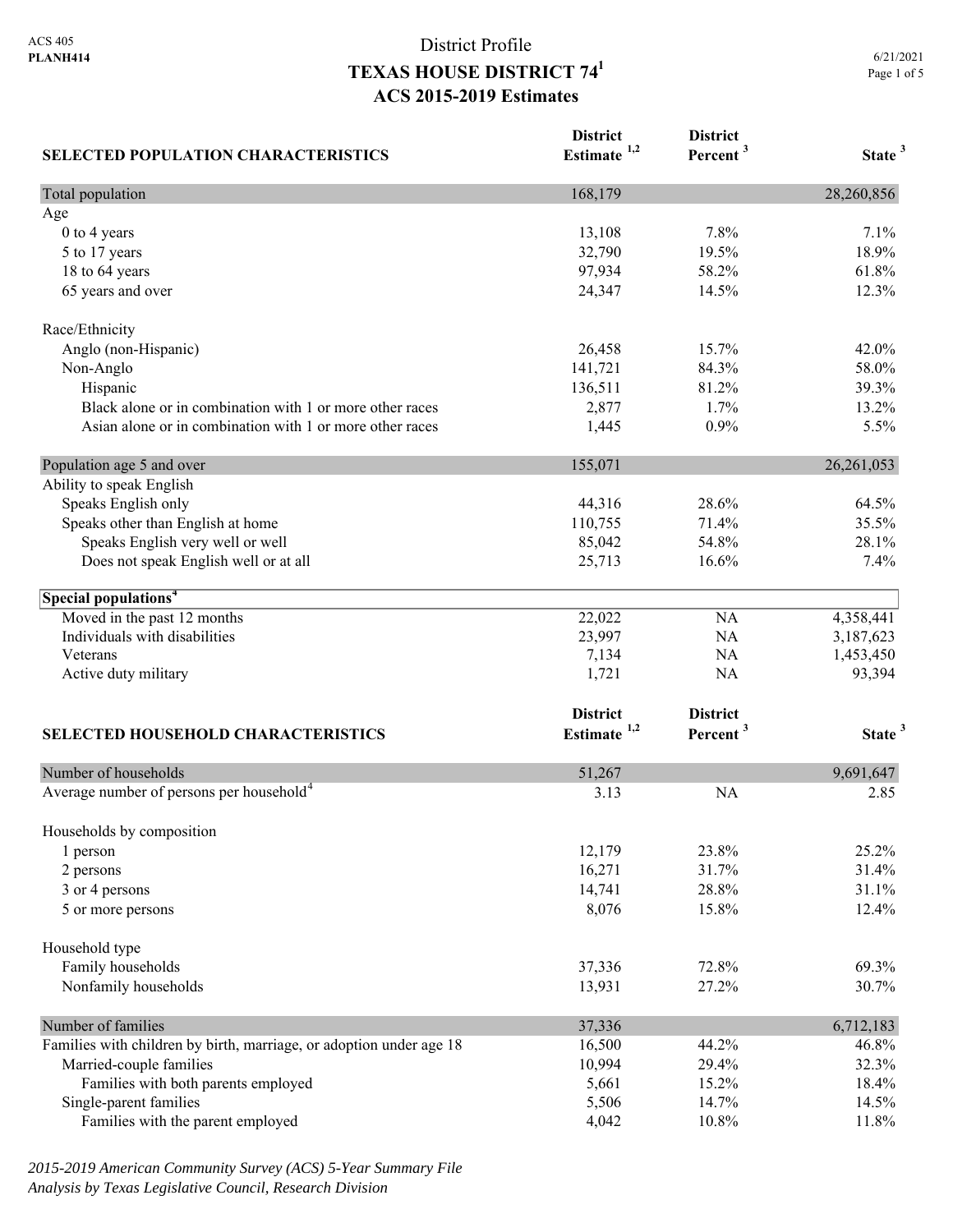ACS 405
**PLANH414**

# District Profile
# TEXAS HOUSE DISTRICT 74[1]
## ACS 2015-2019 Estimates

6/21/2021

| SELECTED POPULATION CHARACTERISTICS | District Estimate [1,2] | District Percent [3] | State [3] |
|---|---|---|---|
| Total population | 168,179 | | 28,260,856 |
| Age | | | |
| 0 to 4 years | 13,108 | 7.8% | 7.1% |
| 5 to 17 years | 32,790 | 19.5% | 18.9% |
| 18 to 64 years | 97,934 | 58.2% | 61.8% |
| 65 years and over | 24,347 | 14.5% | 12.3% |
| Race/Ethnicity | | | |
| Anglo (non-Hispanic) | 26,458 | 15.7% | 42.0% |
| Non-Anglo | 141,721 | 84.3% | 58.0% |
| Hispanic | 136,511 | 81.2% | 39.3% |
| Black alone or in combination with 1 or more other races | 2,877 | 1.7% | 13.2% |
| Asian alone or in combination with 1 or more other races | 1,445 | 0.9% | 5.5% |
| Population age 5 and over | 155,071 | | 26,261,053 |
| Ability to speak English | | | |
| Speaks English only | 44,316 | 28.6% | 64.5% |
| Speaks other than English at home | 110,755 | 71.4% | 35.5% |
| Speaks English very well or well | 85,042 | 54.8% | 28.1% |
| Does not speak English well or at all | 25,713 | 16.6% | 7.4% |
| **Special populations[4]** | | | |
| Moved in the past 12 months | 22,022 | NA | 4,358,441 |
| Individuals with disabilities | 23,997 | NA | 3,187,623 |
| Veterans | 7,134 | NA | 1,453,450 |
| Active duty military | 1,721 | NA | 93,394 |

| SELECTED HOUSEHOLD CHARACTERISTICS | District Estimate [1,2] | District Percent [3] | State [3] |
|---|---|---|---|
| Number of households | 51,267 | | 9,691,647 |
| Average number of persons per household[4] | 3.13 | NA | 2.85 |
| Households by composition | | | |
| 1 person | 12,179 | 23.8% | 25.2% |
| 2 persons | 16,271 | 31.7% | 31.4% |
| 3 or 4 persons | 14,741 | 28.8% | 31.1% |
| 5 or more persons | 8,076 | 15.8% | 12.4% |
| Household type | | | |
| Family households | 37,336 | 72.8% | 69.3% |
| Nonfamily households | 13,931 | 27.2% | 30.7% |
| Number of families | 37,336 | | 6,712,183 |
| Families with children by birth, marriage, or adoption under age 18 | 16,500 | 44.2% | 46.8% |
| Married-couple families | 10,994 | 29.4% | 32.3% |
| Families with both parents employed | 5,661 | 15.2% | 18.4% |
| Single-parent families | 5,506 | 14.7% | 14.5% |
| Families with the parent employed | 4,042 | 10.8% | 11.8% |

*2015-2019 American Community Survey (ACS) 5-Year Summary File*
*Analysis by Texas Legislative Council, Research Division*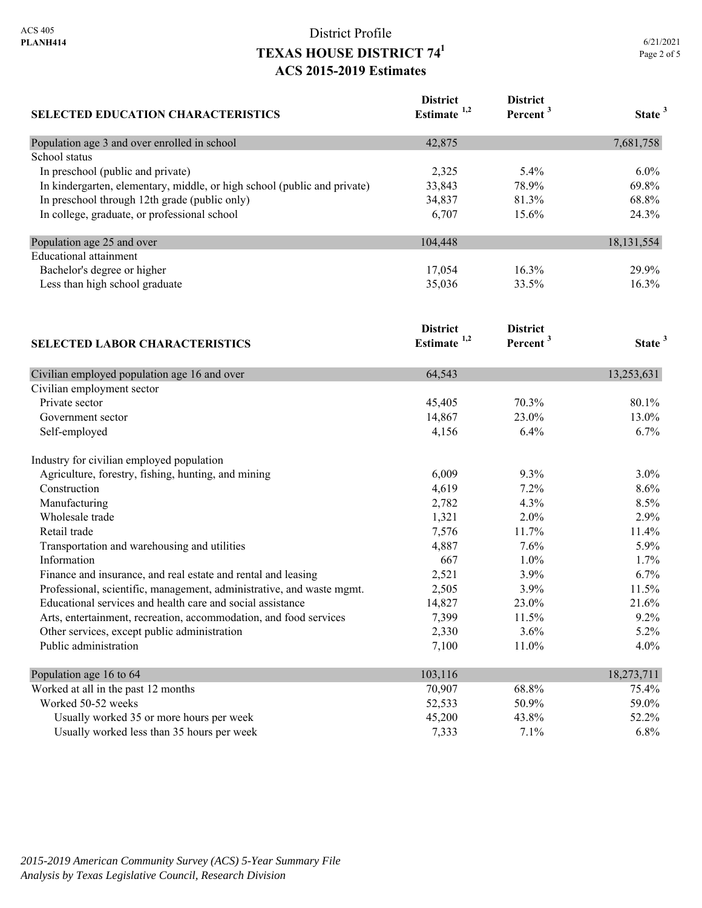District Profile

# TEXAS HOUSE DISTRICT 74[1]

## ACS 2015-2019 Estimates

| SELECTED EDUCATION CHARACTERISTICS | District Estimate [1,2] | District Percent [3] | State [3] |
|---|---|---|---|
| Population age 3 and over enrolled in school | 42,875 | | 7,681,758 |
| School status | | | |
| In preschool (public and private) | 2,325 | 5.4% | 6.0% |
| In kindergarten, elementary, middle, or high school (public and private) | 33,843 | 78.9% | 69.8% |
| In preschool through 12th grade (public only) | 34,837 | 81.3% | 68.8% |
| In college, graduate, or professional school | 6,707 | 15.6% | 24.3% |
| Population age 25 and over | 104,448 | | 18,131,554 |
| Educational attainment | | | |
| Bachelor's degree or higher | 17,054 | 16.3% | 29.9% |
| Less than high school graduate | 35,036 | 33.5% | 16.3% |

| SELECTED LABOR CHARACTERISTICS | District Estimate [1,2] | District Percent [3] | State [3] |
|---|---|---|---|
| Civilian employed population age 16 and over | 64,543 | | 13,253,631 |
| Civilian employment sector | | | |
| Private sector | 45,405 | 70.3% | 80.1% |
| Government sector | 14,867 | 23.0% | 13.0% |
| Self-employed | 4,156 | 6.4% | 6.7% |
| Industry for civilian employed population | | | |
| Agriculture, forestry, fishing, hunting, and mining | 6,009 | 9.3% | 3.0% |
| Construction | 4,619 | 7.2% | 8.6% |
| Manufacturing | 2,782 | 4.3% | 8.5% |
| Wholesale trade | 1,321 | 2.0% | 2.9% |
| Retail trade | 7,576 | 11.7% | 11.4% |
| Transportation and warehousing and utilities | 4,887 | 7.6% | 5.9% |
| Information | 667 | 1.0% | 1.7% |
| Finance and insurance, and real estate and rental and leasing | 2,521 | 3.9% | 6.7% |
| Professional, scientific, management, administrative, and waste mgmt. | 2,505 | 3.9% | 11.5% |
| Educational services and health care and social assistance | 14,827 | 23.0% | 21.6% |
| Arts, entertainment, recreation, accommodation, and food services | 7,399 | 11.5% | 9.2% |
| Other services, except public administration | 2,330 | 3.6% | 5.2% |
| Public administration | 7,100 | 11.0% | 4.0% |
| Population age 16 to 64 | 103,116 | | 18,273,711 |
| Worked at all in the past 12 months | 70,907 | 68.8% | 75.4% |
| Worked 50-52 weeks | 52,533 | 50.9% | 59.0% |
| Usually worked 35 or more hours per week | 45,200 | 43.8% | 52.2% |
| Usually worked less than 35 hours per week | 7,333 | 7.1% | 6.8% |

*2015-2019 American Community Survey (ACS) 5-Year Summary File*
*Analysis by Texas Legislative Council, Research Division*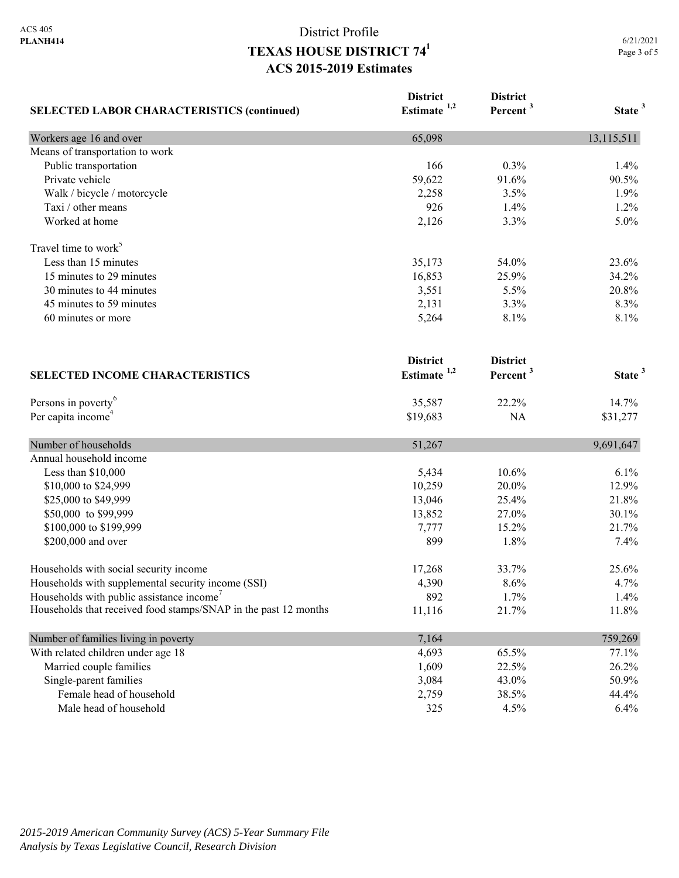# District Profile

## TEXAS HOUSE DISTRICT 74[1]

## ACS 2015-2019 Estimates

| SELECTED LABOR CHARACTERISTICS (continued) | District Estimate [1,2] | District Percent [3] | State [3] |
|---|---|---|---|
| Workers age 16 and over | 65,098 | | 13,115,511 |
| Means of transportation to work | | | |
| Public transportation | 166 | 0.3% | 1.4% |
| Private vehicle | 59,622 | 91.6% | 90.5% |
| Walk / bicycle / motorcycle | 2,258 | 3.5% | 1.9% |
| Taxi / other means | 926 | 1.4% | 1.2% |
| Worked at home | 2,126 | 3.3% | 5.0% |
| Travel time to work[5] | | | |
| Less than 15 minutes | 35,173 | 54.0% | 23.6% |
| 15 minutes to 29 minutes | 16,853 | 25.9% | 34.2% |
| 30 minutes to 44 minutes | 3,551 | 5.5% | 20.8% |
| 45 minutes to 59 minutes | 2,131 | 3.3% | 8.3% |
| 60 minutes or more | 5,264 | 8.1% | 8.1% |

| SELECTED INCOME CHARACTERISTICS | District Estimate [1,2] | District Percent [3] | State [3] |
|---|---|---|---|
| Persons in poverty[6] | 35,587 | 22.2% | 14.7% |
| Per capita income[4] | $19,683 | NA | $31,277 |
| Number of households | 51,267 | | 9,691,647 |
| Annual household income | | | |
| Less than $10,000 | 5,434 | 10.6% | 6.1% |
| $10,000 to $24,999 | 10,259 | 20.0% | 12.9% |
| $25,000 to $49,999 | 13,046 | 25.4% | 21.8% |
| $50,000 to $99,999 | 13,852 | 27.0% | 30.1% |
| $100,000 to $199,999 | 7,777 | 15.2% | 21.7% |
| $200,000 and over | 899 | 1.8% | 7.4% |
| Households with social security income | 17,268 | 33.7% | 25.6% |
| Households with supplemental security income (SSI) | 4,390 | 8.6% | 4.7% |
| Households with public assistance income[7] | 892 | 1.7% | 1.4% |
| Households that received food stamps/SNAP in the past 12 months | 11,116 | 21.7% | 11.8% |
| Number of families living in poverty | 7,164 | | 759,269 |
| With related children under age 18 | 4,693 | 65.5% | 77.1% |
| Married couple families | 1,609 | 22.5% | 26.2% |
| Single-parent families | 3,084 | 43.0% | 50.9% |
| Female head of household | 2,759 | 38.5% | 44.4% |
| Male head of household | 325 | 4.5% | 6.4% |

*2015-2019 American Community Survey (ACS) 5-Year Summary File*
*Analysis by Texas Legislative Council, Research Division*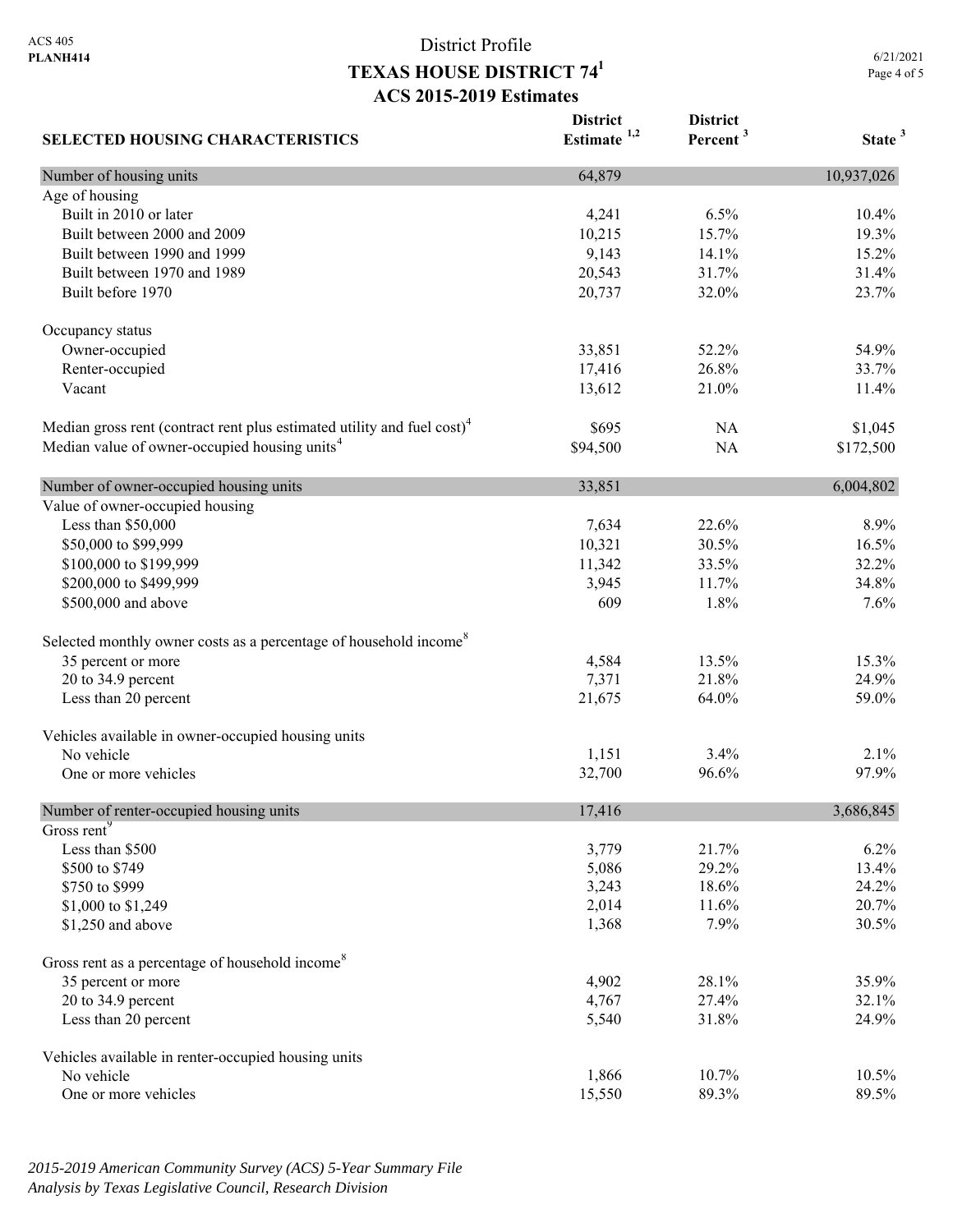District Profile

# TEXAS HOUSE DISTRICT 74[1]

## ACS 2015-2019 Estimates

| SELECTED HOUSING CHARACTERISTICS | District Estimate [1,2] | District Percent [3] | State [3] |
|---|---|---|---|
| Number of housing units | 64,879 | | 10,937,026 |
| Age of housing | | | |
| Built in 2010 or later | 4,241 | 6.5% | 10.4% |
| Built between 2000 and 2009 | 10,215 | 15.7% | 19.3% |
| Built between 1990 and 1999 | 9,143 | 14.1% | 15.2% |
| Built between 1970 and 1989 | 20,543 | 31.7% | 31.4% |
| Built before 1970 | 20,737 | 32.0% | 23.7% |
| Occupancy status | | | |
| Owner-occupied | 33,851 | 52.2% | 54.9% |
| Renter-occupied | 17,416 | 26.8% | 33.7% |
| Vacant | 13,612 | 21.0% | 11.4% |
| Median gross rent (contract rent plus estimated utility and fuel cost)[4] | $695 | NA | $1,045 |
| Median value of owner-occupied housing units[4] | $94,500 | NA | $172,500 |
| Number of owner-occupied housing units | 33,851 | | 6,004,802 |
| Value of owner-occupied housing | | | |
| Less than $50,000 | 7,634 | 22.6% | 8.9% |
| $50,000 to $99,999 | 10,321 | 30.5% | 16.5% |
| $100,000 to $199,999 | 11,342 | 33.5% | 32.2% |
| $200,000 to $499,999 | 3,945 | 11.7% | 34.8% |
| $500,000 and above | 609 | 1.8% | 7.6% |
| Selected monthly owner costs as a percentage of household income[8] | | | |
| 35 percent or more | 4,584 | 13.5% | 15.3% |
| 20 to 34.9 percent | 7,371 | 21.8% | 24.9% |
| Less than 20 percent | 21,675 | 64.0% | 59.0% |
| Vehicles available in owner-occupied housing units | | | |
| No vehicle | 1,151 | 3.4% | 2.1% |
| One or more vehicles | 32,700 | 96.6% | 97.9% |
| Number of renter-occupied housing units | 17,416 | | 3,686,845 |
| Gross rent[9] | | | |
| Less than $500 | 3,779 | 21.7% | 6.2% |
| $500 to $749 | 5,086 | 29.2% | 13.4% |
| $750 to $999 | 3,243 | 18.6% | 24.2% |
| $1,000 to $1,249 | 2,014 | 11.6% | 20.7% |
| $1,250 and above | 1,368 | 7.9% | 30.5% |
| Gross rent as a percentage of household income[8] | | | |
| 35 percent or more | 4,902 | 28.1% | 35.9% |
| 20 to 34.9 percent | 4,767 | 27.4% | 32.1% |
| Less than 20 percent | 5,540 | 31.8% | 24.9% |
| Vehicles available in renter-occupied housing units | | | |
| No vehicle | 1,866 | 10.7% | 10.5% |
| One or more vehicles | 15,550 | 89.3% | 89.5% |

*2015-2019 American Community Survey (ACS) 5-Year Summary File*
*Analysis by Texas Legislative Council, Research Division*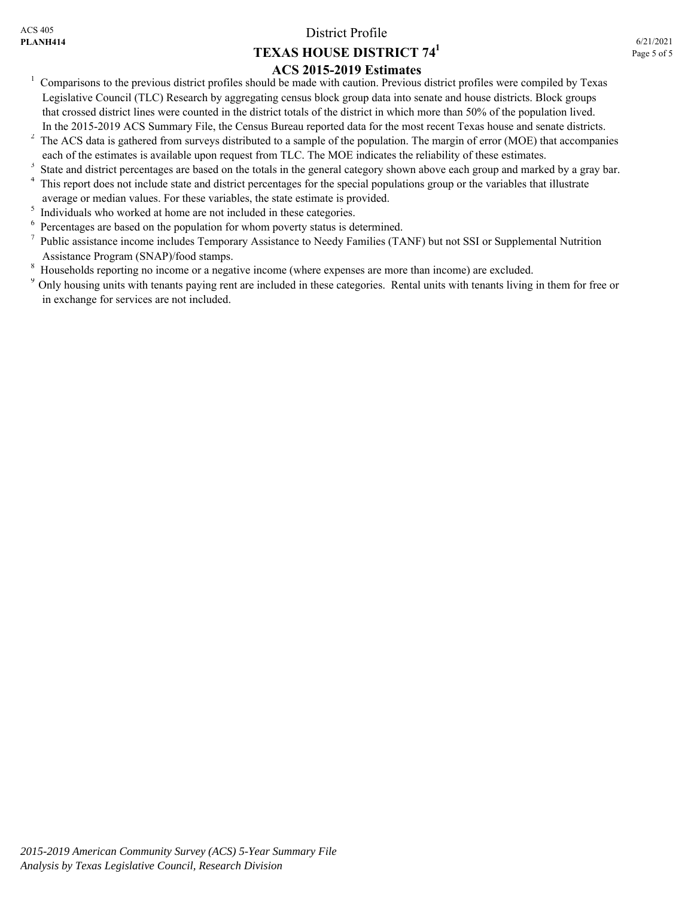[1] Comparisons to the previous district profiles should be made with caution. Previous district profiles were compiled by Texas Legislative Council (TLC) Research by aggregating census block group data into senate and house districts. Block groups that crossed district lines were counted in the district totals of the district in which more than 50% of the population lived. In the 2015-2019 ACS Summary File, the Census Bureau reported data for the most recent Texas house and senate districts.

[2] The ACS data is gathered from surveys distributed to a sample of the population. The margin of error (MOE) that accompanies each of the estimates is available upon request from TLC. The MOE indicates the reliability of these estimates.

[3] State and district percentages are based on the totals in the general category shown above each group and marked by a gray bar.

[4] This report does not include state and district percentages for the special populations group or the variables that illustrate average or median values. For these variables, the state estimate is provided.

[5] Individuals who worked at home are not included in these categories.

[6] Percentages are based on the population for whom poverty status is determined.

[7] Public assistance income includes Temporary Assistance to Needy Families (TANF) but not SSI or Supplemental Nutrition Assistance Program (SNAP)/food stamps.

[8] Households reporting no income or a negative income (where expenses are more than income) are excluded.

[9] Only housing units with tenants paying rent are included in these categories. Rental units with tenants living in them for free or in exchange for services are not included.